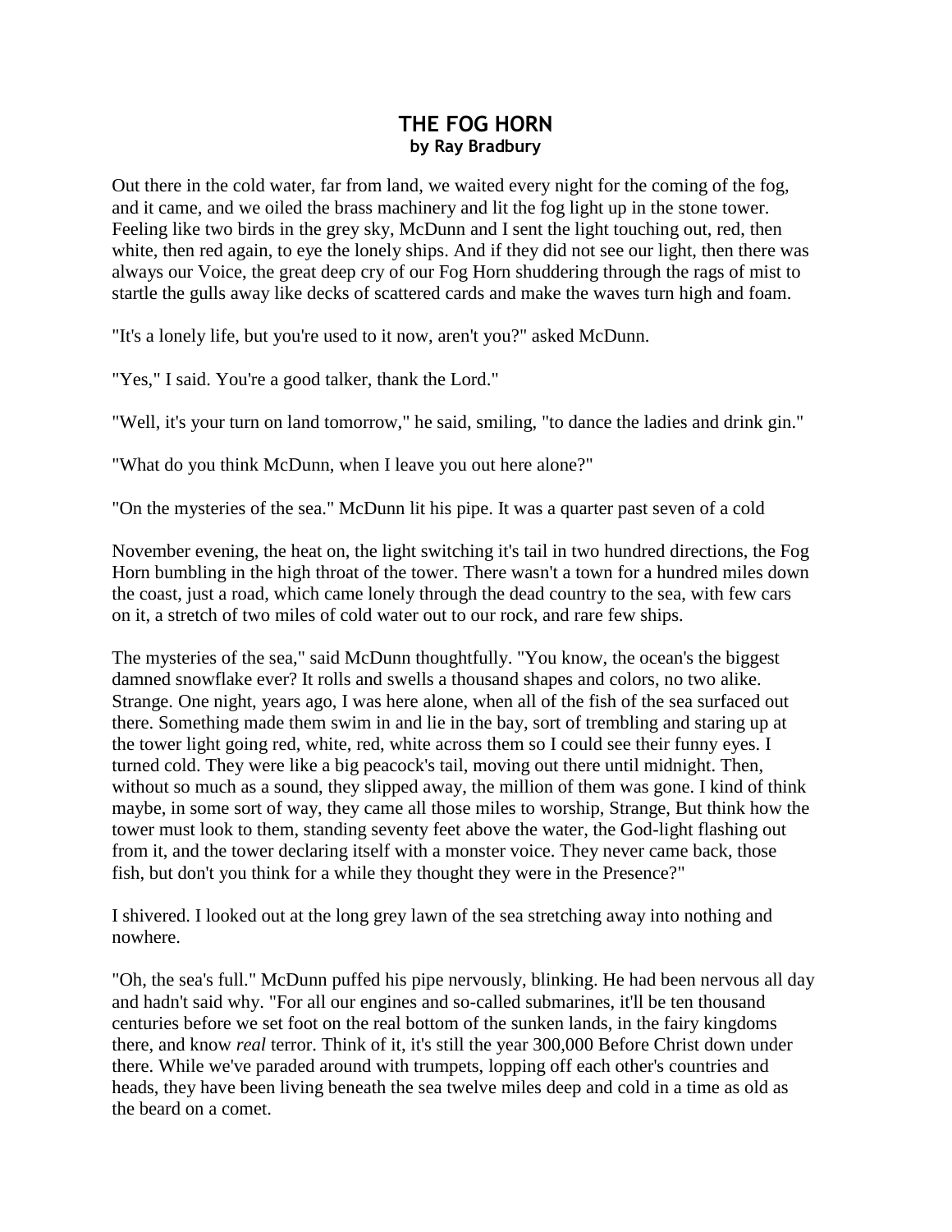# THE FOG HORN
**by Ray Bradbury**

Out there in the cold water, far from land, we waited every night for the coming of the fog, and it came, and we oiled the brass machinery and lit the fog light up in the stone tower. Feeling like two birds in the grey sky, McDunn and I sent the light touching out, red, then white, then red again, to eye the lonely ships. And if they did not see our light, then there was always our Voice, the great deep cry of our Fog Horn shuddering through the rags of mist to startle the gulls away like decks of scattered cards and make the waves turn high and foam.

"It's a lonely life, but you're used to it now, aren't you?" asked McDunn.

"Yes," I said. You're a good talker, thank the Lord."

"Well, it's your turn on land tomorrow," he said, smiling, "to dance the ladies and drink gin."

"What do you think McDunn, when I leave you out here alone?"

"On the mysteries of the sea." McDunn lit his pipe. It was a quarter past seven of a cold

November evening, the heat on, the light switching it's tail in two hundred directions, the Fog Horn bumbling in the high throat of the tower. There wasn't a town for a hundred miles down the coast, just a road, which came lonely through the dead country to the sea, with few cars on it, a stretch of two miles of cold water out to our rock, and rare few ships.

The mysteries of the sea," said McDunn thoughtfully. "You know, the ocean's the biggest damned snowflake ever? It rolls and swells a thousand shapes and colors, no two alike. Strange. One night, years ago, I was here alone, when all of the fish of the sea surfaced out there. Something made them swim in and lie in the bay, sort of trembling and staring up at the tower light going red, white, red, white across them so I could see their funny eyes. I turned cold. They were like a big peacock's tail, moving out there until midnight. Then, without so much as a sound, they slipped away, the million of them was gone. I kind of think maybe, in some sort of way, they came all those miles to worship, Strange, But think how the tower must look to them, standing seventy feet above the water, the God-light flashing out from it, and the tower declaring itself with a monster voice. They never came back, those fish, but don't you think for a while they thought they were in the Presence?"

I shivered. I looked out at the long grey lawn of the sea stretching away into nothing and nowhere.

"Oh, the sea's full." McDunn puffed his pipe nervously, blinking. He had been nervous all day and hadn't said why. "For all our engines and so-called submarines, it'll be ten thousand centuries before we set foot on the real bottom of the sunken lands, in the fairy kingdoms there, and know *real* terror. Think of it, it's still the year 300,000 Before Christ down under there. While we've paraded around with trumpets, lopping off each other's countries and heads, they have been living beneath the sea twelve miles deep and cold in a time as old as the beard on a comet.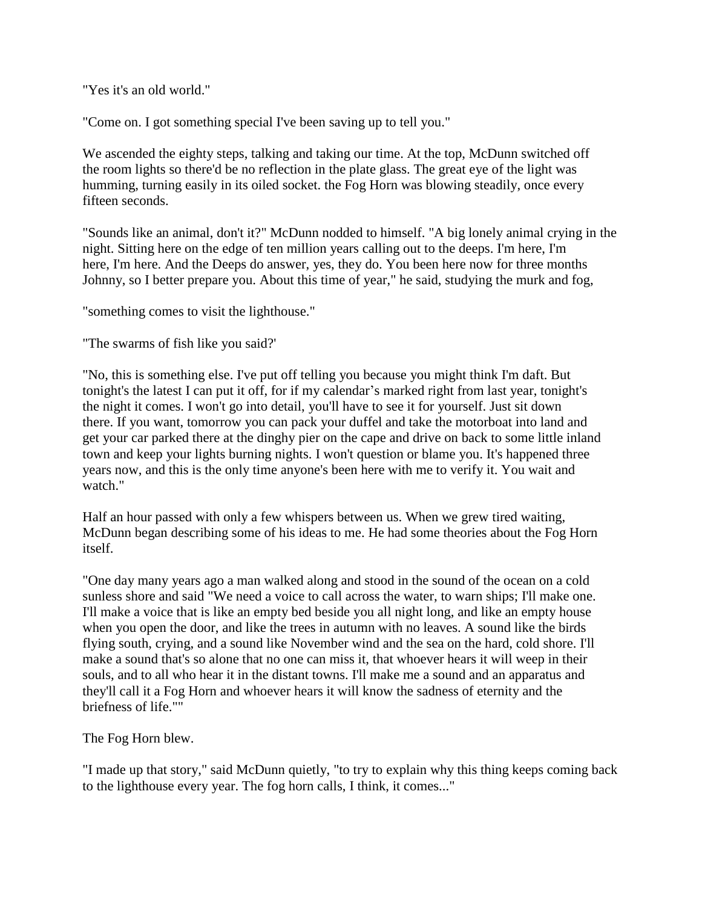"Yes it's an old world."

"Come on. I got something special I've been saving up to tell you."

We ascended the eighty steps, talking and taking our time. At the top, McDunn switched off the room lights so there'd be no reflection in the plate glass. The great eye of the light was humming, turning easily in its oiled socket. the Fog Horn was blowing steadily, once every fifteen seconds.

"Sounds like an animal, don't it?" McDunn nodded to himself. "A big lonely animal crying in the night. Sitting here on the edge of ten million years calling out to the deeps. I'm here, I'm here, I'm here. And the Deeps do answer, yes, they do. You been here now for three months Johnny, so I better prepare you. About this time of year," he said, studying the murk and fog,

"something comes to visit the lighthouse."

"The swarms of fish like you said?'

"No, this is something else. I've put off telling you because you might think I'm daft. But tonight's the latest I can put it off, for if my calendar's marked right from last year, tonight's the night it comes. I won't go into detail, you'll have to see it for yourself. Just sit down there. If you want, tomorrow you can pack your duffel and take the motorboat into land and get your car parked there at the dinghy pier on the cape and drive on back to some little inland town and keep your lights burning nights. I won't question or blame you. It's happened three years now, and this is the only time anyone's been here with me to verify it. You wait and watch."

Half an hour passed with only a few whispers between us. When we grew tired waiting, McDunn began describing some of his ideas to me. He had some theories about the Fog Horn itself.

"One day many years ago a man walked along and stood in the sound of the ocean on a cold sunless shore and said "We need a voice to call across the water, to warn ships; I'll make one. I'll make a voice that is like an empty bed beside you all night long, and like an empty house when you open the door, and like the trees in autumn with no leaves. A sound like the birds flying south, crying, and a sound like November wind and the sea on the hard, cold shore. I'll make a sound that's so alone that no one can miss it, that whoever hears it will weep in their souls, and to all who hear it in the distant towns. I'll make me a sound and an apparatus and they'll call it a Fog Horn and whoever hears it will know the sadness of eternity and the briefness of life.""

The Fog Horn blew.

"I made up that story," said McDunn quietly, "to try to explain why this thing keeps coming back to the lighthouse every year. The fog horn calls, I think, it comes..."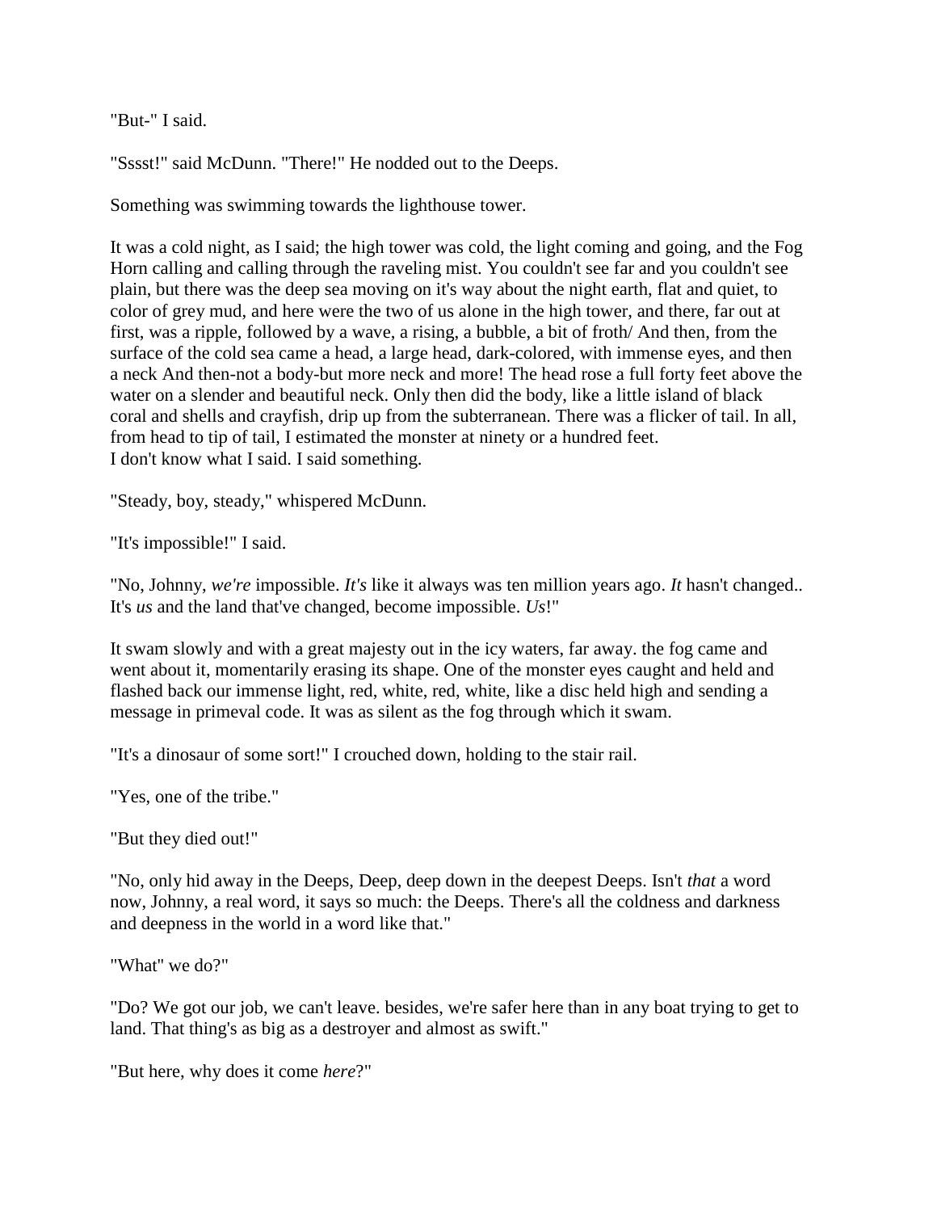"But-" I said.

"Sssst!" said McDunn. "There!" He nodded out to the Deeps.

Something was swimming towards the lighthouse tower.

It was a cold night, as I said; the high tower was cold, the light coming and going, and the Fog Horn calling and calling through the raveling mist. You couldn't see far and you couldn't see plain, but there was the deep sea moving on it's way about the night earth, flat and quiet, to color of grey mud, and here were the two of us alone in the high tower, and there, far out at first, was a ripple, followed by a wave, a rising, a bubble, a bit of froth/ And then, from the surface of the cold sea came a head, a large head, dark-colored, with immense eyes, and then a neck And then-not a body-but more neck and more! The head rose a full forty feet above the water on a slender and beautiful neck. Only then did the body, like a little island of black coral and shells and crayfish, drip up from the subterranean. There was a flicker of tail. In all, from head to tip of tail, I estimated the monster at ninety or a hundred feet.
I don't know what I said. I said something.

"Steady, boy, steady," whispered McDunn.

"It's impossible!" I said.

"No, Johnny, *we're* impossible. *It's* like it always was ten million years ago. *It* hasn't changed.. It's *us* and the land that've changed, become impossible. *Us*!"

It swam slowly and with a great majesty out in the icy waters, far away. the fog came and went about it, momentarily erasing its shape. One of the monster eyes caught and held and flashed back our immense light, red, white, red, white, like a disc held high and sending a message in primeval code. It was as silent as the fog through which it swam.

"It's a dinosaur of some sort!" I crouched down, holding to the stair rail.

"Yes, one of the tribe."

"But they died out!"

"No, only hid away in the Deeps, Deep, deep down in the deepest Deeps. Isn't *that* a word now, Johnny, a real word, it says so much: the Deeps. There's all the coldness and darkness and deepness in the world in a word like that."

"What" we do?"

"Do? We got our job, we can't leave. besides, we're safer here than in any boat trying to get to land. That thing's as big as a destroyer and almost as swift."

"But here, why does it come *here*?"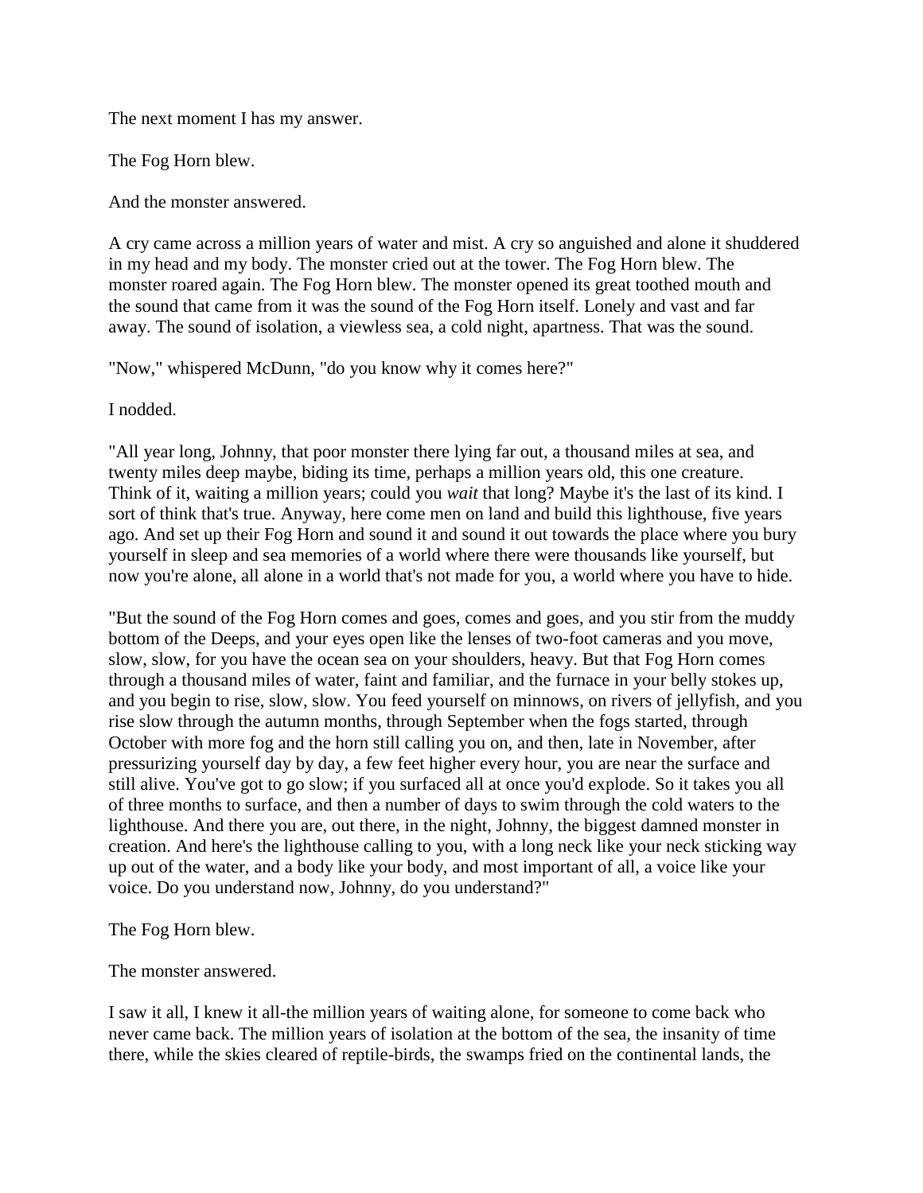The next moment I has my answer.

The Fog Horn blew.

And the monster answered.

A cry came across a million years of water and mist. A cry so anguished and alone it shuddered in my head and my body. The monster cried out at the tower. The Fog Horn blew. The monster roared again. The Fog Horn blew. The monster opened its great toothed mouth and the sound that came from it was the sound of the Fog Horn itself. Lonely and vast and far away. The sound of isolation, a viewless sea, a cold night, apartness. That was the sound.

"Now," whispered McDunn, "do you know why it comes here?"

I nodded.

"All year long, Johnny, that poor monster there lying far out, a thousand miles at sea, and twenty miles deep maybe, biding its time, perhaps a million years old, this one creature. Think of it, waiting a million years; could you *wait* that long? Maybe it's the last of its kind. I sort of think that's true. Anyway, here come men on land and build this lighthouse, five years ago. And set up their Fog Horn and sound it and sound it out towards the place where you bury yourself in sleep and sea memories of a world where there were thousands like yourself, but now you're alone, all alone in a world that's not made for you, a world where you have to hide.

"But the sound of the Fog Horn comes and goes, comes and goes, and you stir from the muddy bottom of the Deeps, and your eyes open like the lenses of two-foot cameras and you move, slow, slow, for you have the ocean sea on your shoulders, heavy. But that Fog Horn comes through a thousand miles of water, faint and familiar, and the furnace in your belly stokes up, and you begin to rise, slow, slow. You feed yourself on minnows, on rivers of jellyfish, and you rise slow through the autumn months, through September when the fogs started, through October with more fog and the horn still calling you on, and then, late in November, after pressurizing yourself day by day, a few feet higher every hour, you are near the surface and still alive. You've got to go slow; if you surfaced all at once you'd explode. So it takes you all of three months to surface, and then a number of days to swim through the cold waters to the lighthouse. And there you are, out there, in the night, Johnny, the biggest damned monster in creation. And here's the lighthouse calling to you, with a long neck like your neck sticking way up out of the water, and a body like your body, and most important of all, a voice like your voice. Do you understand now, Johnny, do you understand?"

The Fog Horn blew.

The monster answered.

I saw it all, I knew it all-the million years of waiting alone, for someone to come back who never came back. The million years of isolation at the bottom of the sea, the insanity of time there, while the skies cleared of reptile-birds, the swamps fried on the continental lands, the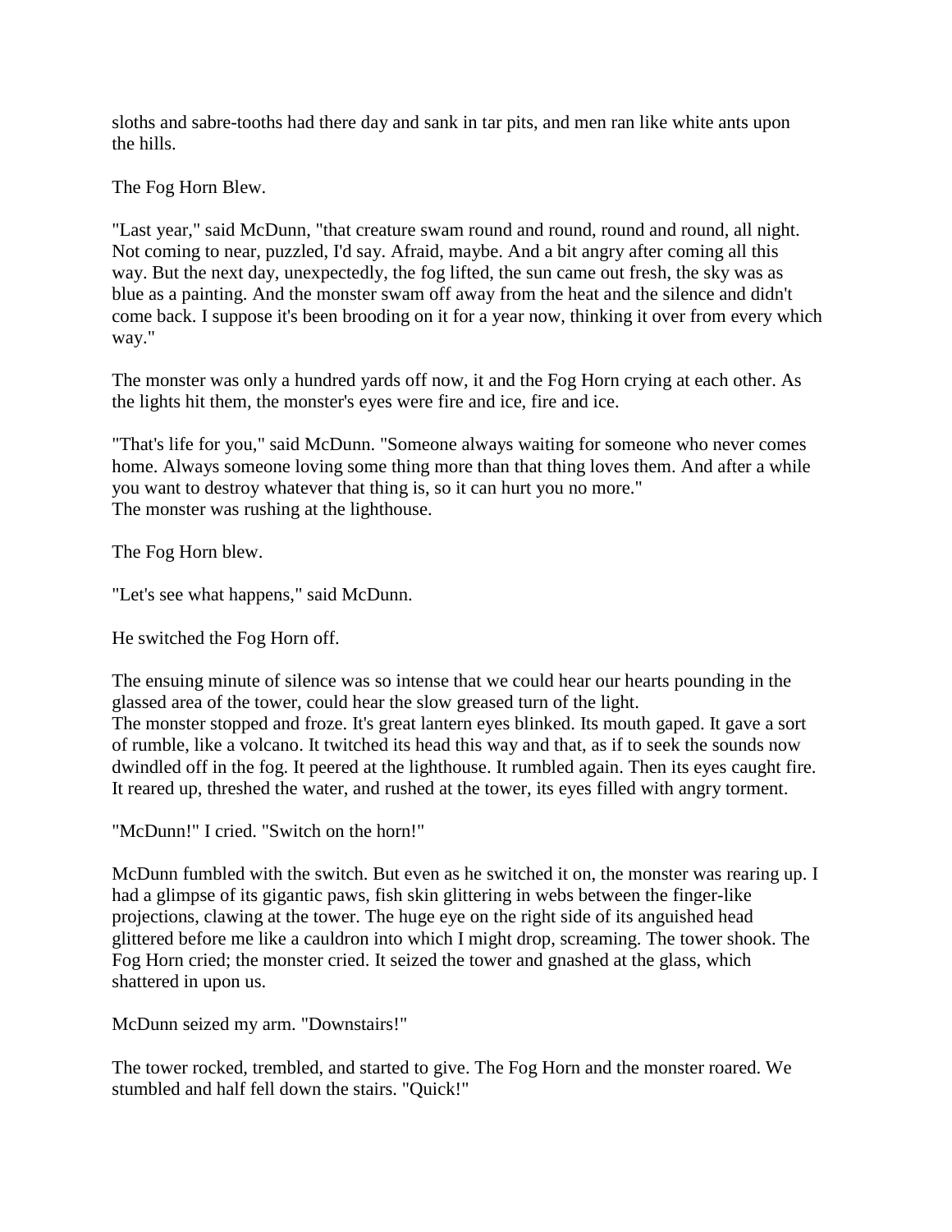sloths and sabre-tooths had there day and sank in tar pits, and men ran like white ants upon the hills.

The Fog Horn Blew.

"Last year," said McDunn, "that creature swam round and round, round and round, all night. Not coming to near, puzzled, I'd say. Afraid, maybe. And a bit angry after coming all this way. But the next day, unexpectedly, the fog lifted, the sun came out fresh, the sky was as blue as a painting. And the monster swam off away from the heat and the silence and didn't come back. I suppose it's been brooding on it for a year now, thinking it over from every which way."

The monster was only a hundred yards off now, it and the Fog Horn crying at each other. As the lights hit them, the monster's eyes were fire and ice, fire and ice.

"That's life for you," said McDunn. "Someone always waiting for someone who never comes home. Always someone loving some thing more than that thing loves them. And after a while you want to destroy whatever that thing is, so it can hurt you no more."
The monster was rushing at the lighthouse.

The Fog Horn blew.

"Let's see what happens," said McDunn.

He switched the Fog Horn off.

The ensuing minute of silence was so intense that we could hear our hearts pounding in the glassed area of the tower, could hear the slow greased turn of the light.
The monster stopped and froze. It's great lantern eyes blinked. Its mouth gaped. It gave a sort of rumble, like a volcano. It twitched its head this way and that, as if to seek the sounds now dwindled off in the fog. It peered at the lighthouse. It rumbled again. Then its eyes caught fire. It reared up, threshed the water, and rushed at the tower, its eyes filled with angry torment.

"McDunn!" I cried. "Switch on the horn!"

McDunn fumbled with the switch. But even as he switched it on, the monster was rearing up. I had a glimpse of its gigantic paws, fish skin glittering in webs between the finger-like projections, clawing at the tower. The huge eye on the right side of its anguished head glittered before me like a cauldron into which I might drop, screaming. The tower shook. The Fog Horn cried; the monster cried. It seized the tower and gnashed at the glass, which shattered in upon us.

McDunn seized my arm. "Downstairs!"

The tower rocked, trembled, and started to give. The Fog Horn and the monster roared. We stumbled and half fell down the stairs. "Quick!"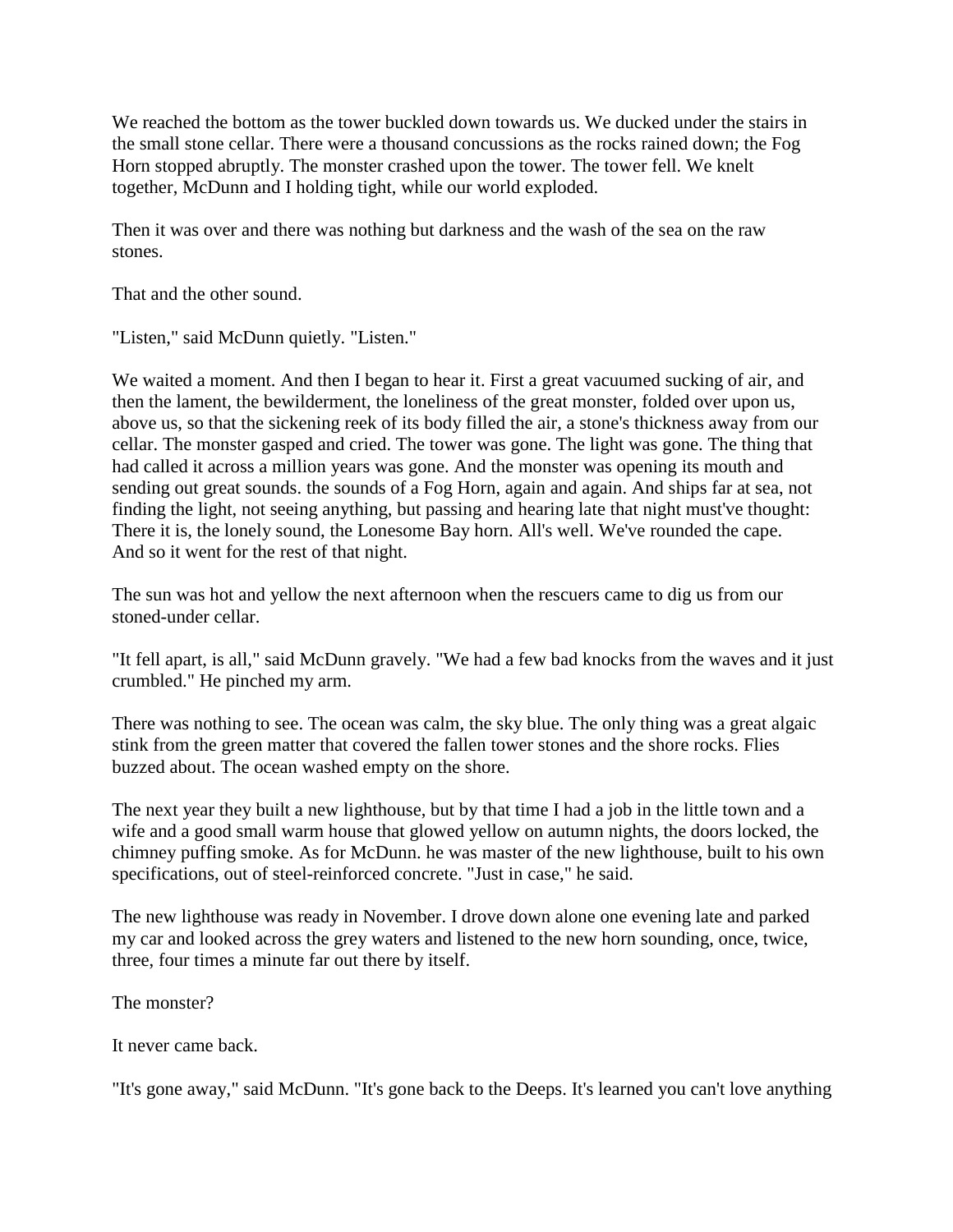We reached the bottom as the tower buckled down towards us. We ducked under the stairs in the small stone cellar. There were a thousand concussions as the rocks rained down; the Fog Horn stopped abruptly. The monster crashed upon the tower. The tower fell. We knelt together, McDunn and I holding tight, while our world exploded.

Then it was over and there was nothing but darkness and the wash of the sea on the raw stones.

That and the other sound.

"Listen," said McDunn quietly. "Listen."

We waited a moment. And then I began to hear it. First a great vacuumed sucking of air, and then the lament, the bewilderment, the loneliness of the great monster, folded over upon us, above us, so that the sickening reek of its body filled the air, a stone's thickness away from our cellar. The monster gasped and cried. The tower was gone. The light was gone. The thing that had called it across a million years was gone. And the monster was opening its mouth and sending out great sounds. the sounds of a Fog Horn, again and again. And ships far at sea, not finding the light, not seeing anything, but passing and hearing late that night must've thought: There it is, the lonely sound, the Lonesome Bay horn. All's well. We've rounded the cape. And so it went for the rest of that night.

The sun was hot and yellow the next afternoon when the rescuers came to dig us from our stoned-under cellar.

"It fell apart, is all," said McDunn gravely. "We had a few bad knocks from the waves and it just crumbled." He pinched my arm.

There was nothing to see. The ocean was calm, the sky blue. The only thing was a great algaic stink from the green matter that covered the fallen tower stones and the shore rocks. Flies buzzed about. The ocean washed empty on the shore.

The next year they built a new lighthouse, but by that time I had a job in the little town and a wife and a good small warm house that glowed yellow on autumn nights, the doors locked, the chimney puffing smoke. As for McDunn. he was master of the new lighthouse, built to his own specifications, out of steel-reinforced concrete. "Just in case," he said.

The new lighthouse was ready in November. I drove down alone one evening late and parked my car and looked across the grey waters and listened to the new horn sounding, once, twice, three, four times a minute far out there by itself.

The monster?

It never came back.

"It's gone away," said McDunn. "It's gone back to the Deeps. It's learned you can't love anything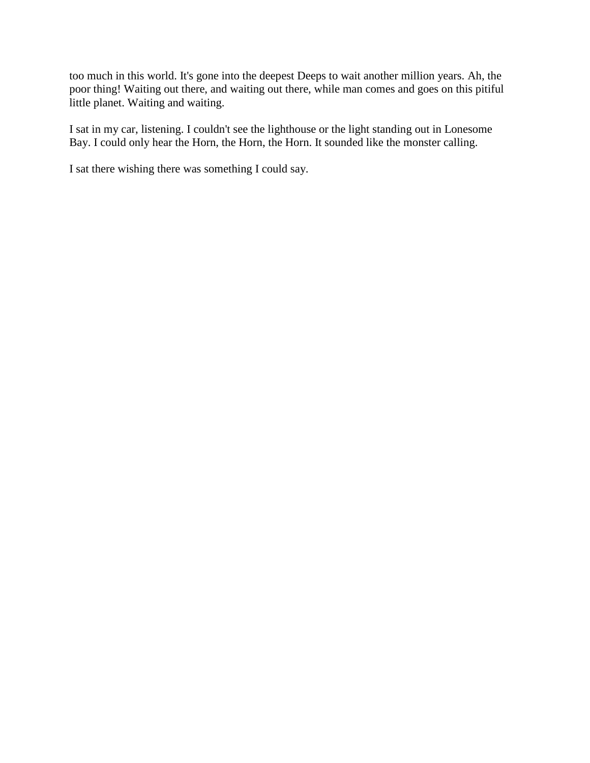too much in this world. It's gone into the deepest Deeps to wait another million years. Ah, the poor thing! Waiting out there, and waiting out there, while man comes and goes on this pitiful little planet. Waiting and waiting.

I sat in my car, listening. I couldn't see the lighthouse or the light standing out in Lonesome Bay. I could only hear the Horn, the Horn, the Horn. It sounded like the monster calling.

I sat there wishing there was something I could say.